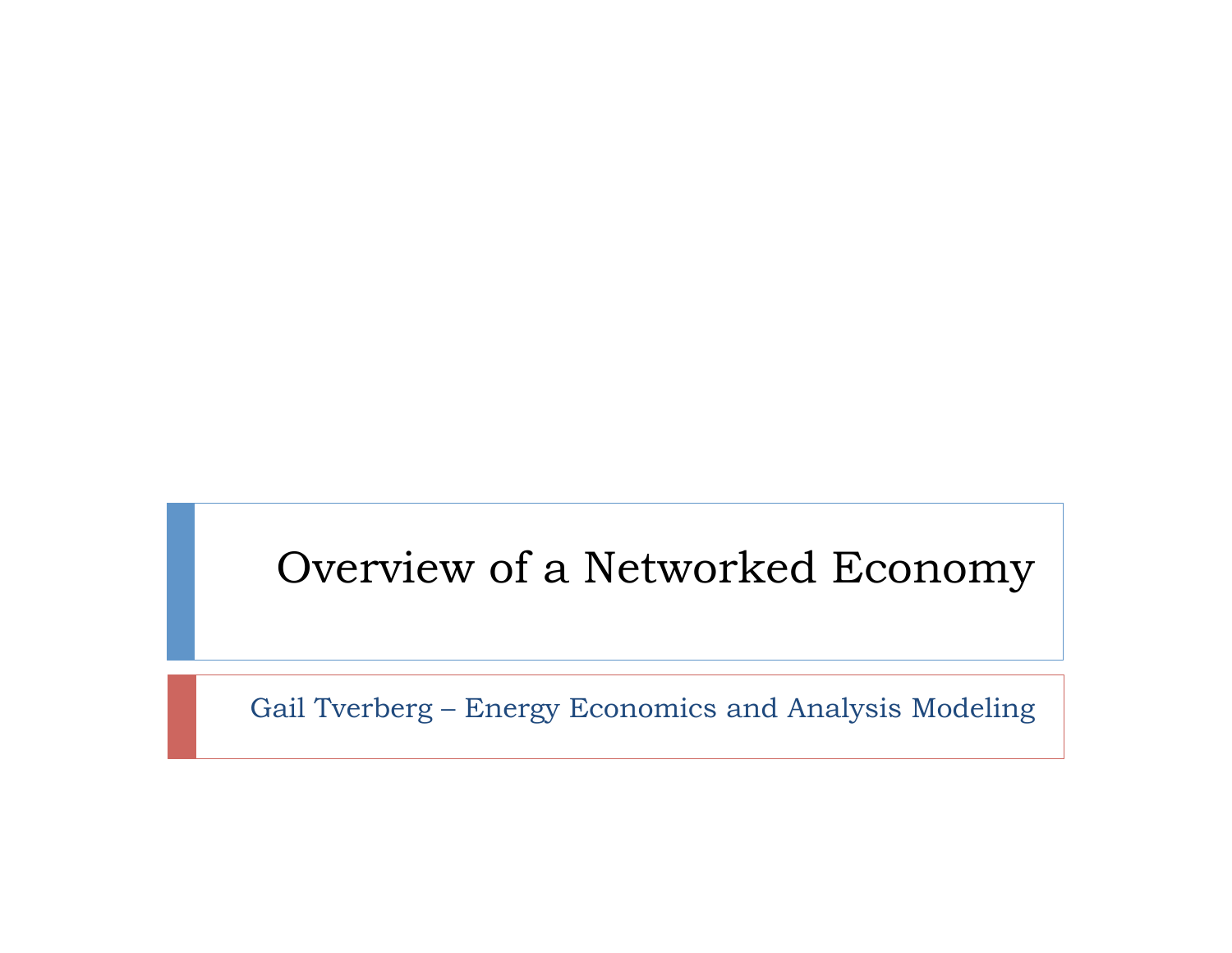# Overview of a Networked Economy

Gail Tverberg – Energy Economics and Analysis Modeling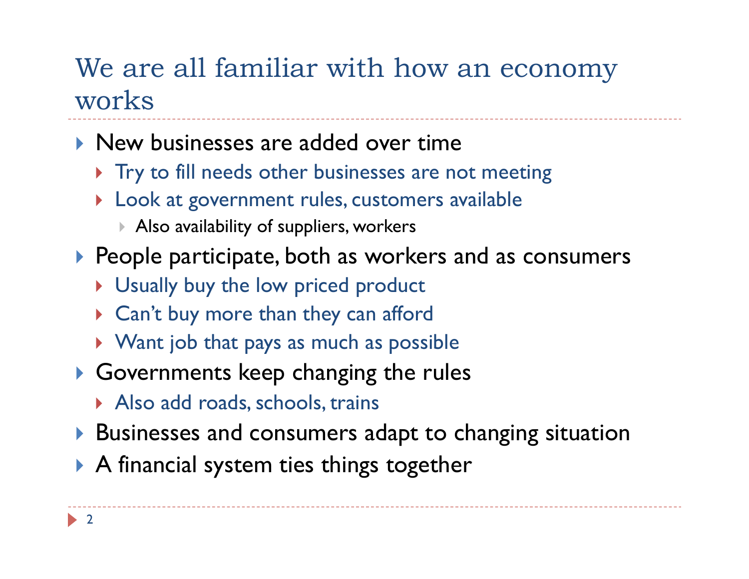# We are all familiar with how an economy works

- New businesses are added over time
  - Try to fill needs other businesses are not meeting
  - Look at government rules, customers available
    - Also availability of suppliers, workers
- People participate, both as workers and as consumers
  - Usually buy the low priced product
  - Can't buy more than they can afford
  - Want job that pays as much as possible
- Governments keep changing the rules
  - Also add roads, schools, trains
- Businesses and consumers adapt to changing situation
- A financial system ties things together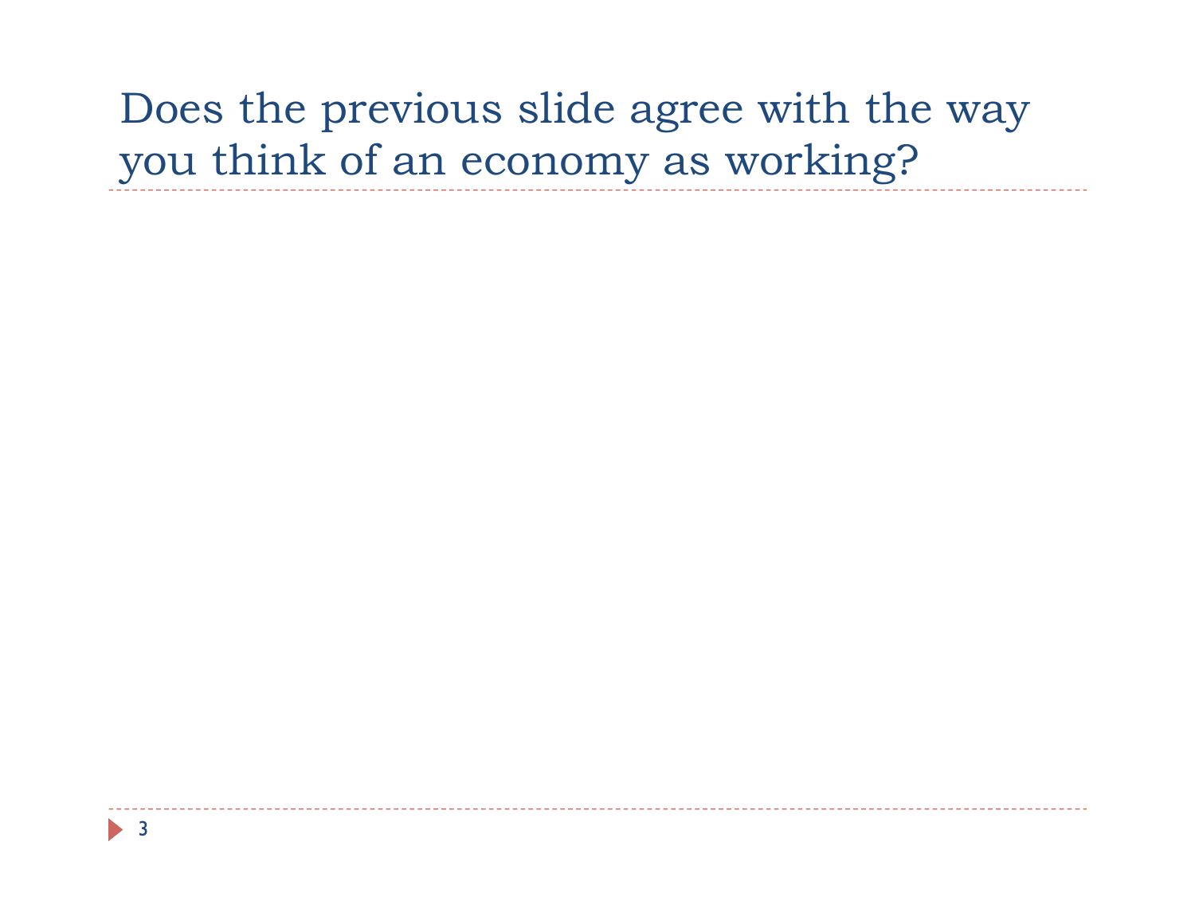# Does the previous slide agree with the way you think of an economy as working?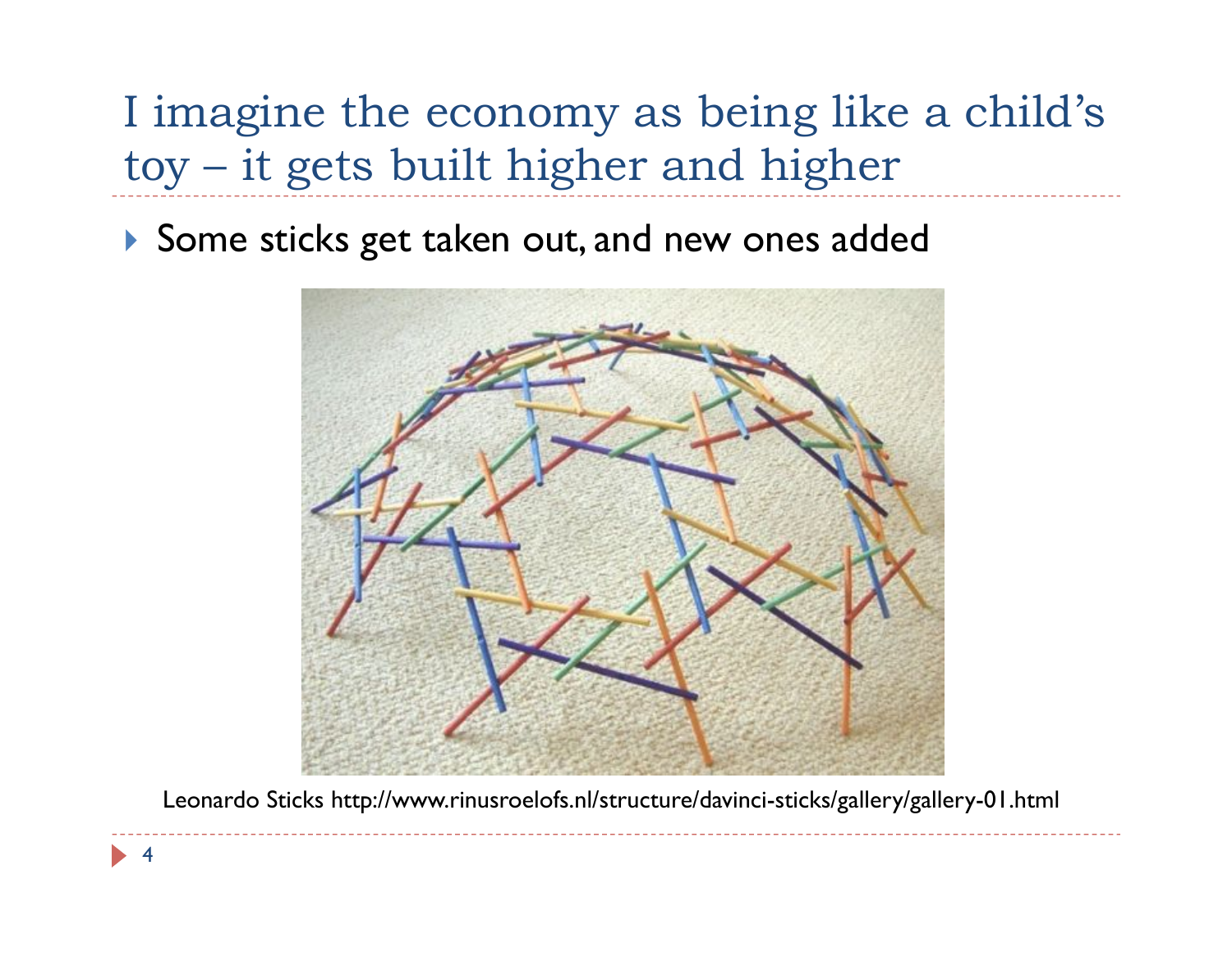# I imagine the economy as being like a child's toy – it gets built higher and higher

- Some sticks get taken out, and new ones added

Leonardo Sticks http://www.rinusroelofs.nl/structure/davinci-sticks/gallery/gallery-01.html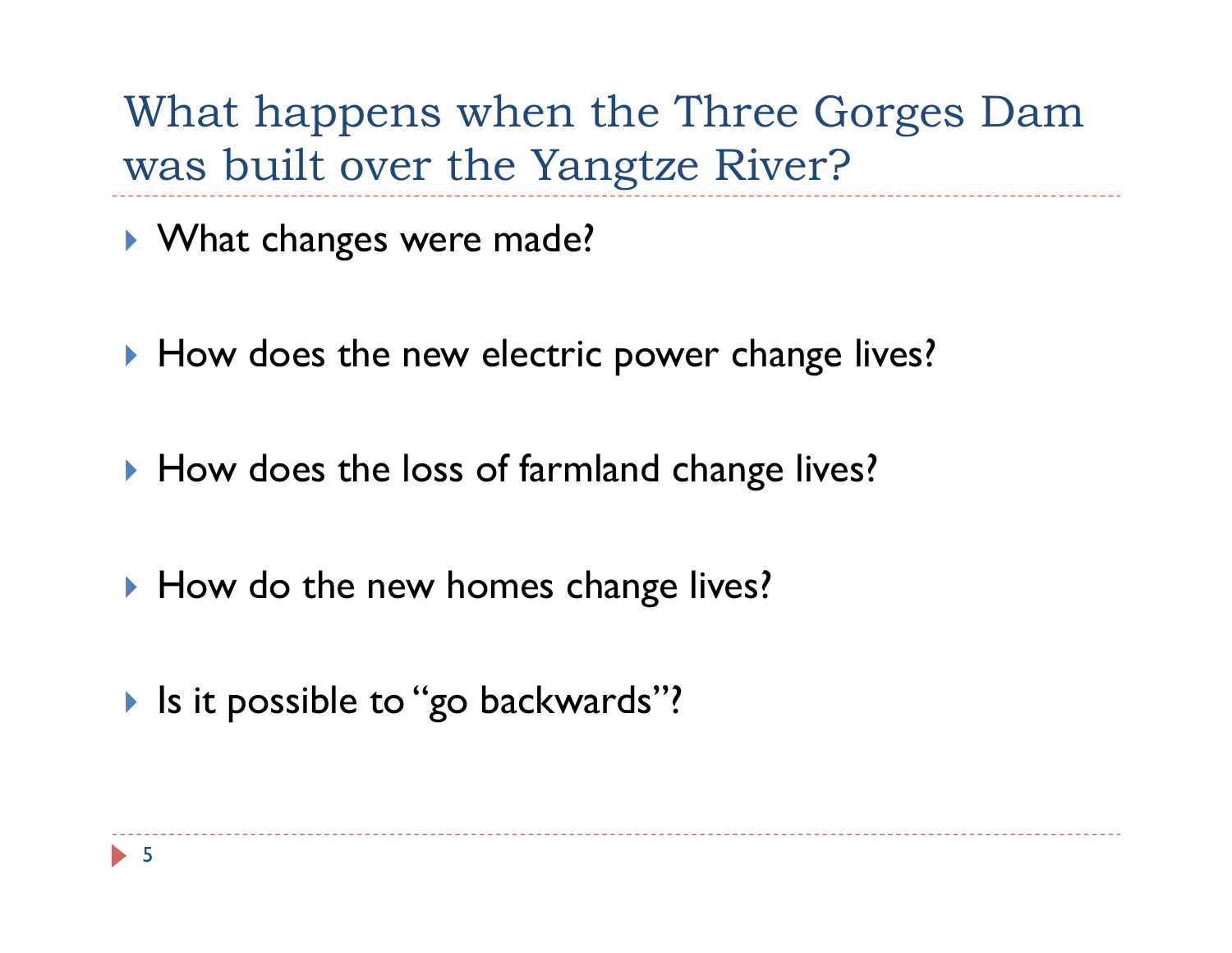# What happens when the Three Gorges Dam was built over the Yangtze River?

- What changes were made?
- How does the new electric power change lives?
- How does the loss of farmland change lives?
- How do the new homes change lives?
- Is it possible to "go backwards"?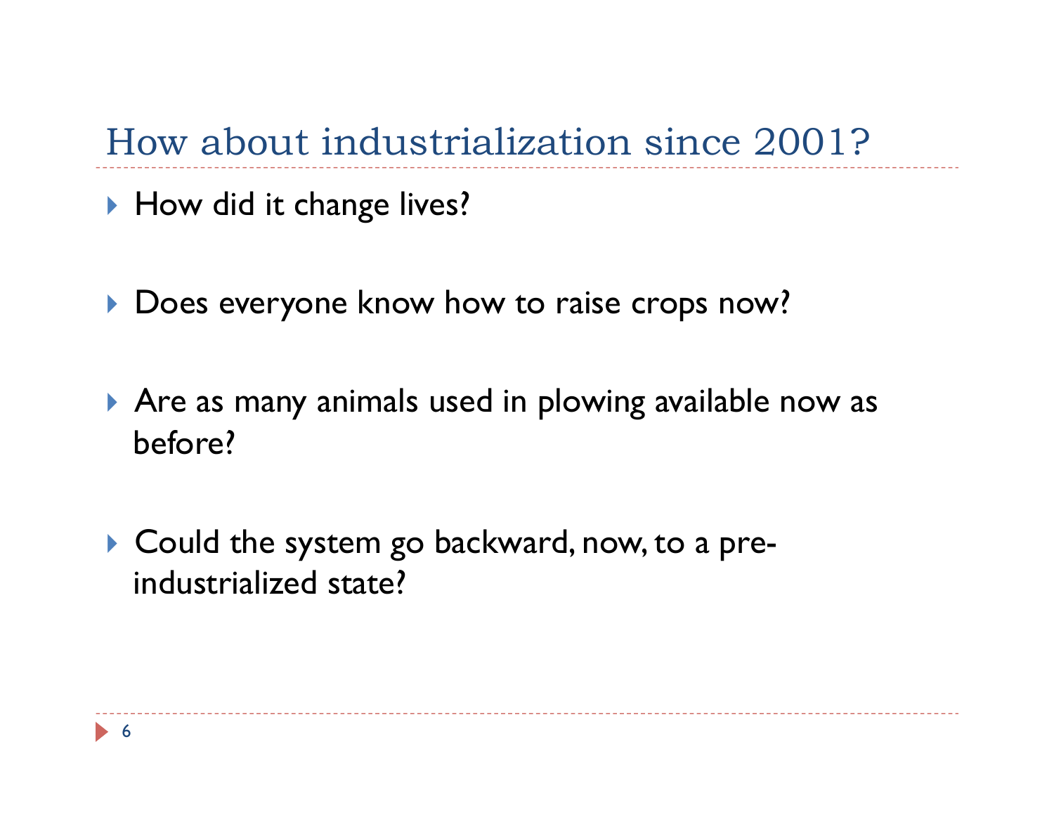# How about industrialization since 2001?

- How did it change lives?

- Does everyone know how to raise crops now?

- Are as many animals used in plowing available now as before?

- Could the system go backward, now, to a pre-industrialized state?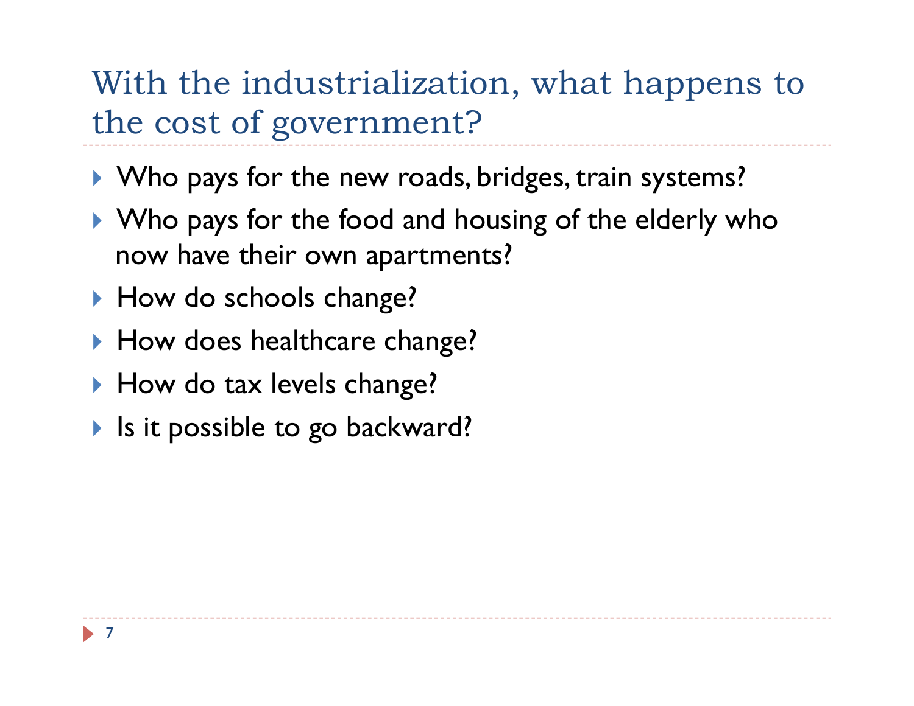# With the industrialization, what happens to the cost of government?

- Who pays for the new roads, bridges, train systems?
- Who pays for the food and housing of the elderly who now have their own apartments?
- How do schools change?
- How does healthcare change?
- How do tax levels change?
- Is it possible to go backward?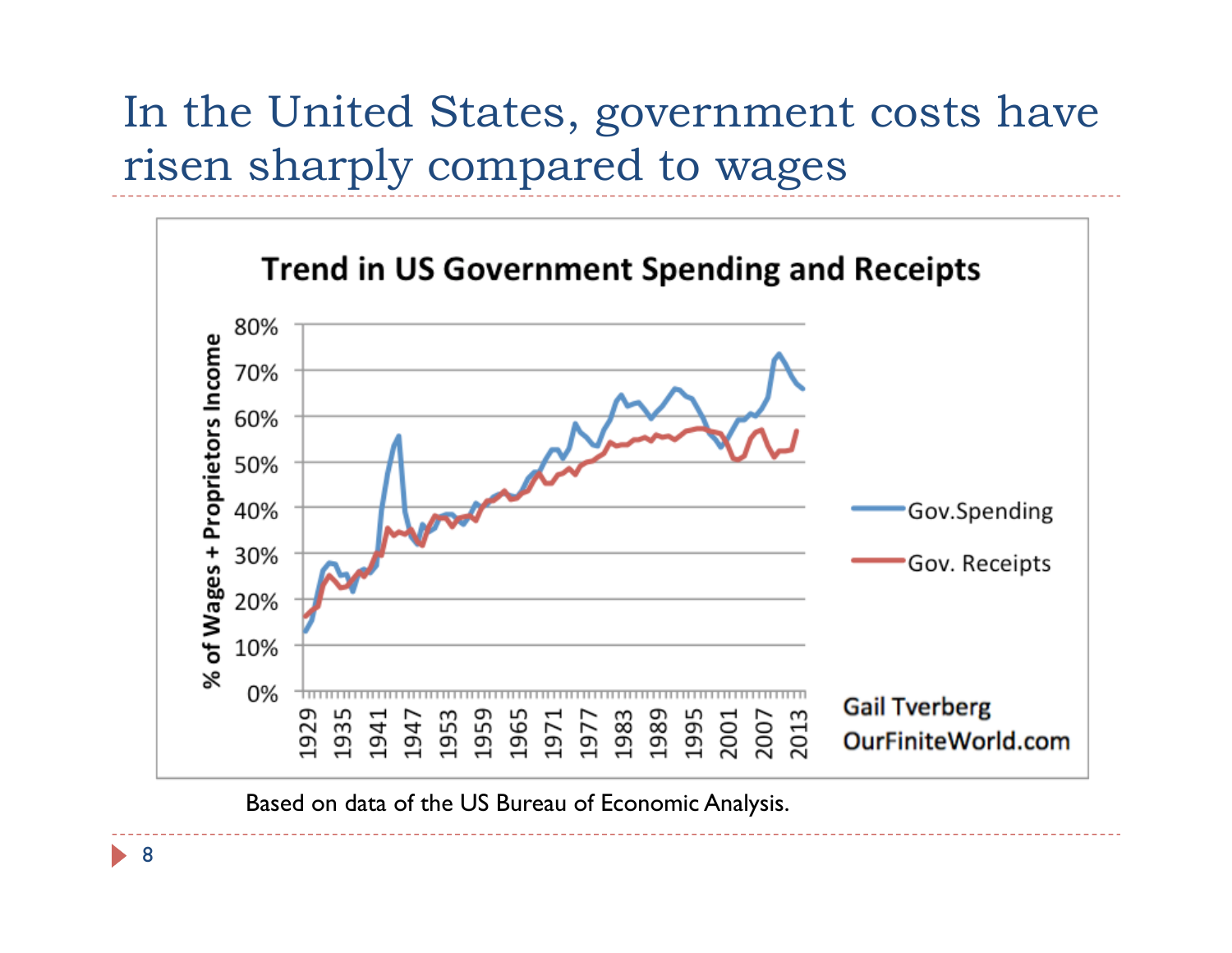# In the United States, government costs have risen sharply compared to wages

**Trend in US Government Spending and Receipts**

Based on data of the US Bureau of Economic Analysis.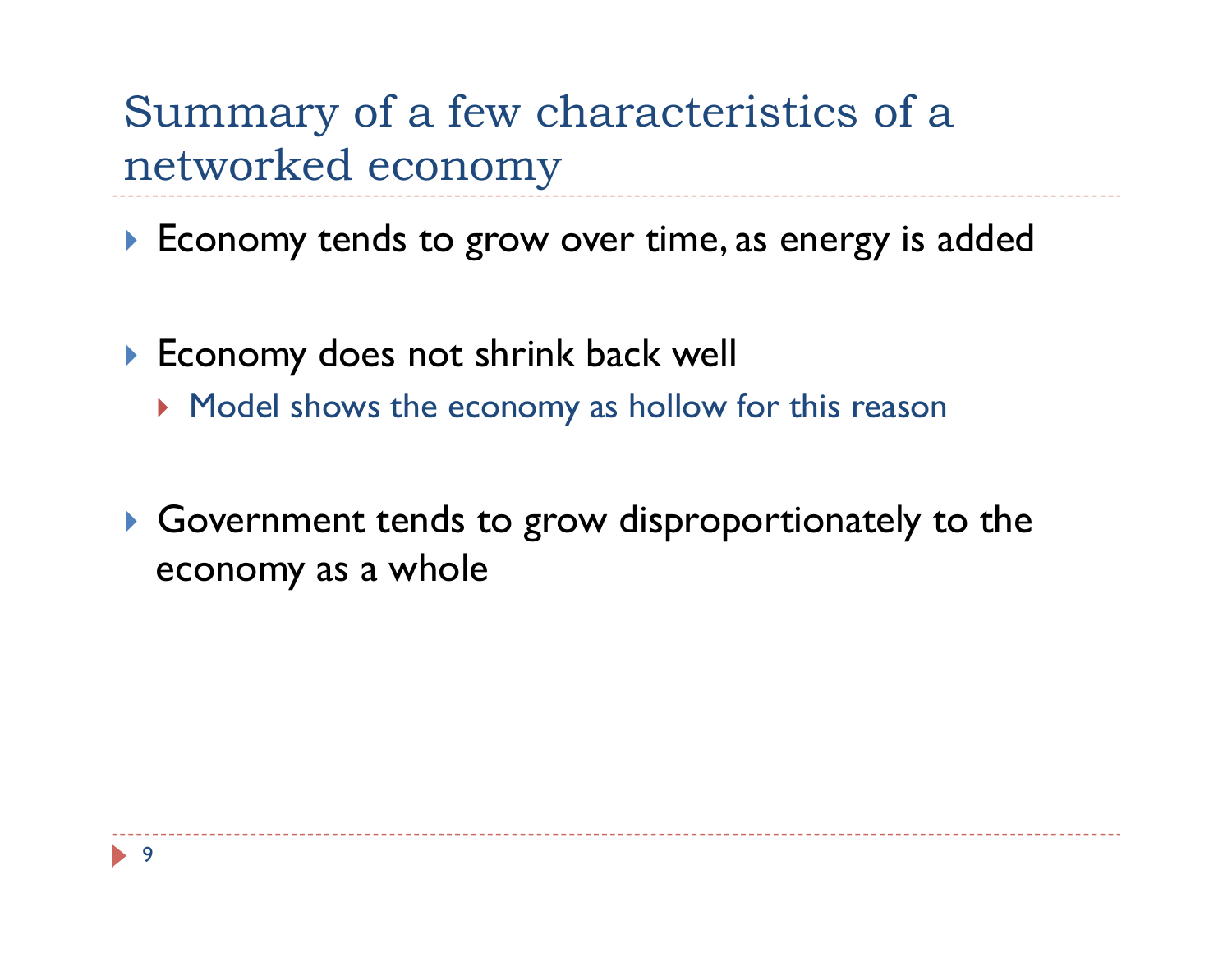# Summary of a few characteristics of a networked economy

- Economy tends to grow over time, as energy is added
- Economy does not shrink back well
  - Model shows the economy as hollow for this reason
- Government tends to grow disproportionately to the economy as a whole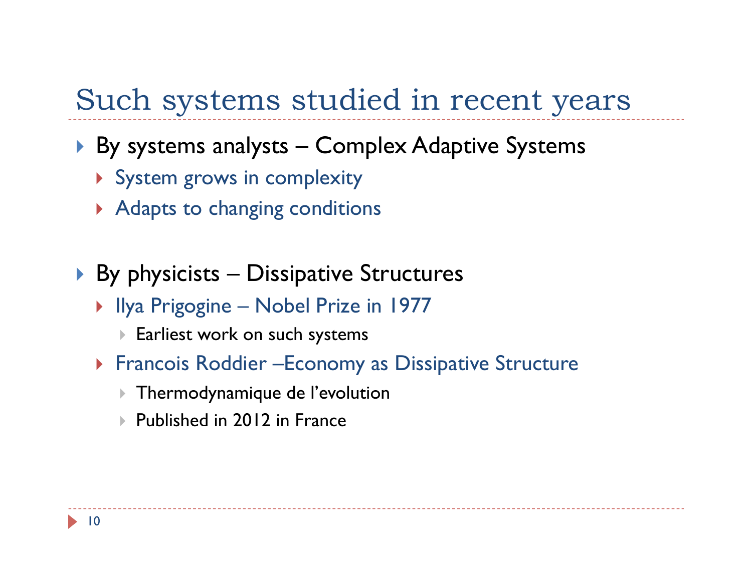# Such systems studied in recent years

- By systems analysts – Complex Adaptive Systems
  - System grows in complexity
  - Adapts to changing conditions

- By physicists – Dissipative Structures
  - Ilya Prigogine – Nobel Prize in 1977
    - Earliest work on such systems
  - Francois Roddier –Economy as Dissipative Structure
    - Thermodynamique de l'evolution
    - Published in 2012 in France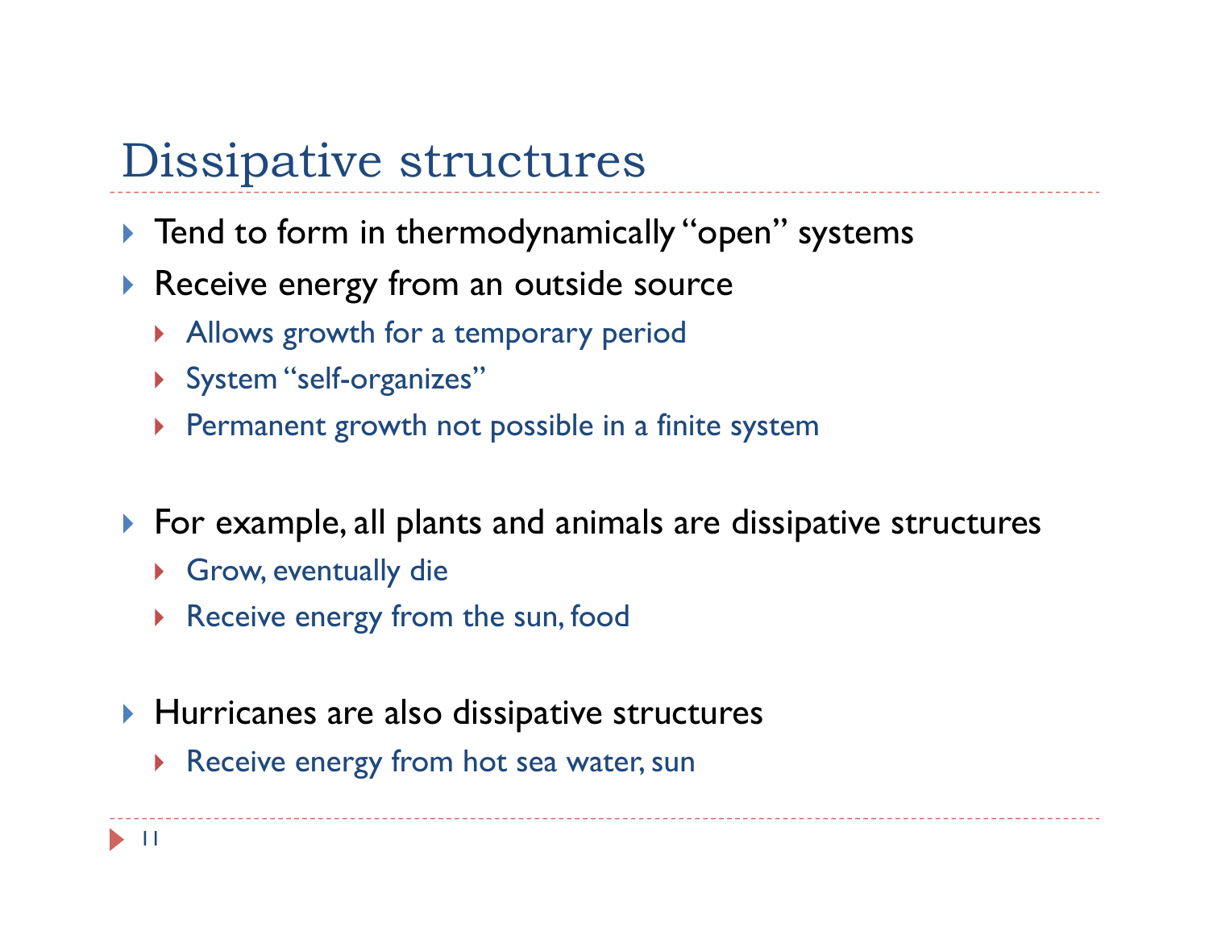# Dissipative structures

- Tend to form in thermodynamically "open" systems
- Receive energy from an outside source
  - Allows growth for a temporary period
  - System "self-organizes"
  - Permanent growth not possible in a finite system

- For example, all plants and animals are dissipative structures
  - Grow, eventually die
  - Receive energy from the sun, food

- Hurricanes are also dissipative structures
  - Receive energy from hot sea water, sun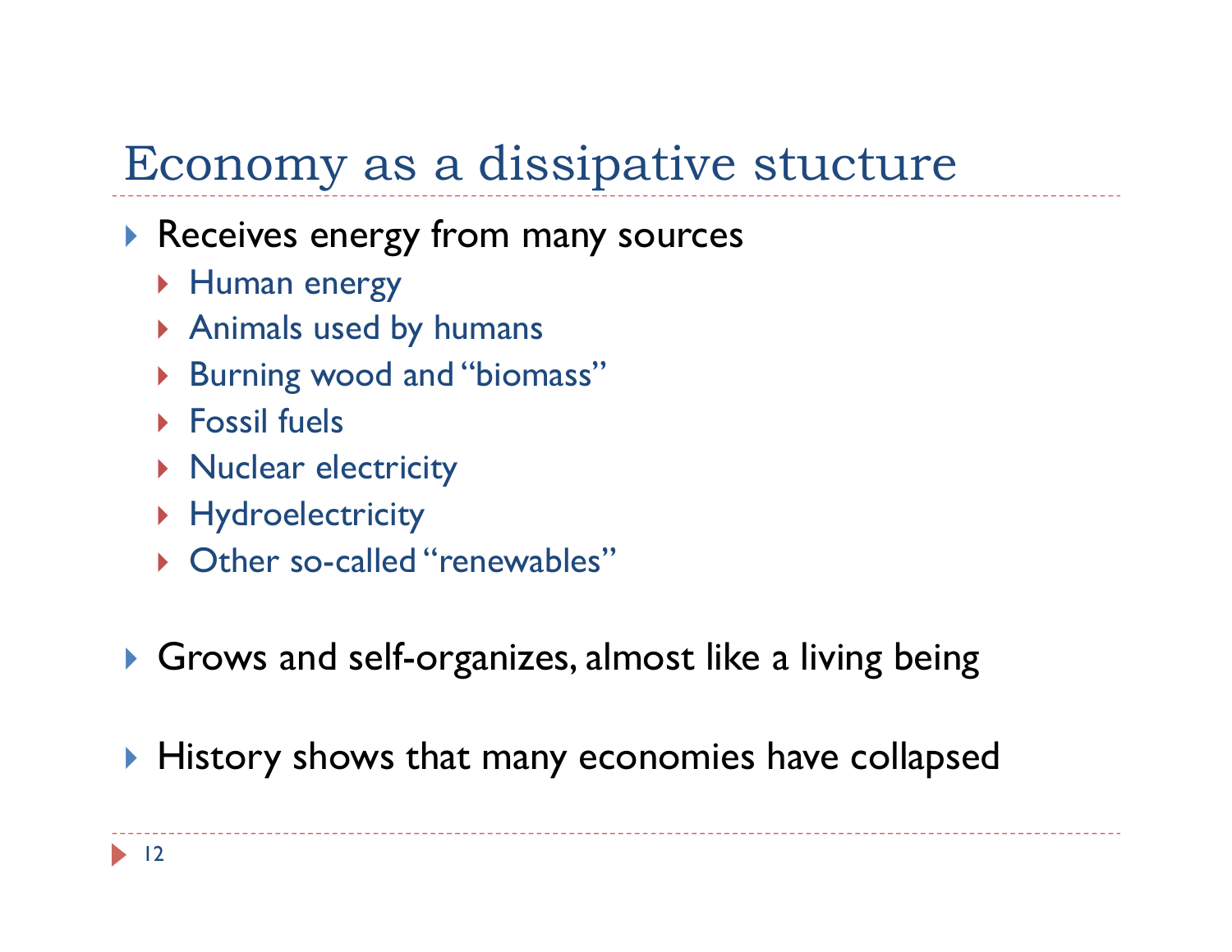# Economy as a dissipative stucture

- Receives energy from many sources
  - Human energy
  - Animals used by humans
  - Burning wood and "biomass"
  - Fossil fuels
  - Nuclear electricity
  - Hydroelectricity
  - Other so-called "renewables"

- Grows and self-organizes, almost like a living being

- History shows that many economies have collapsed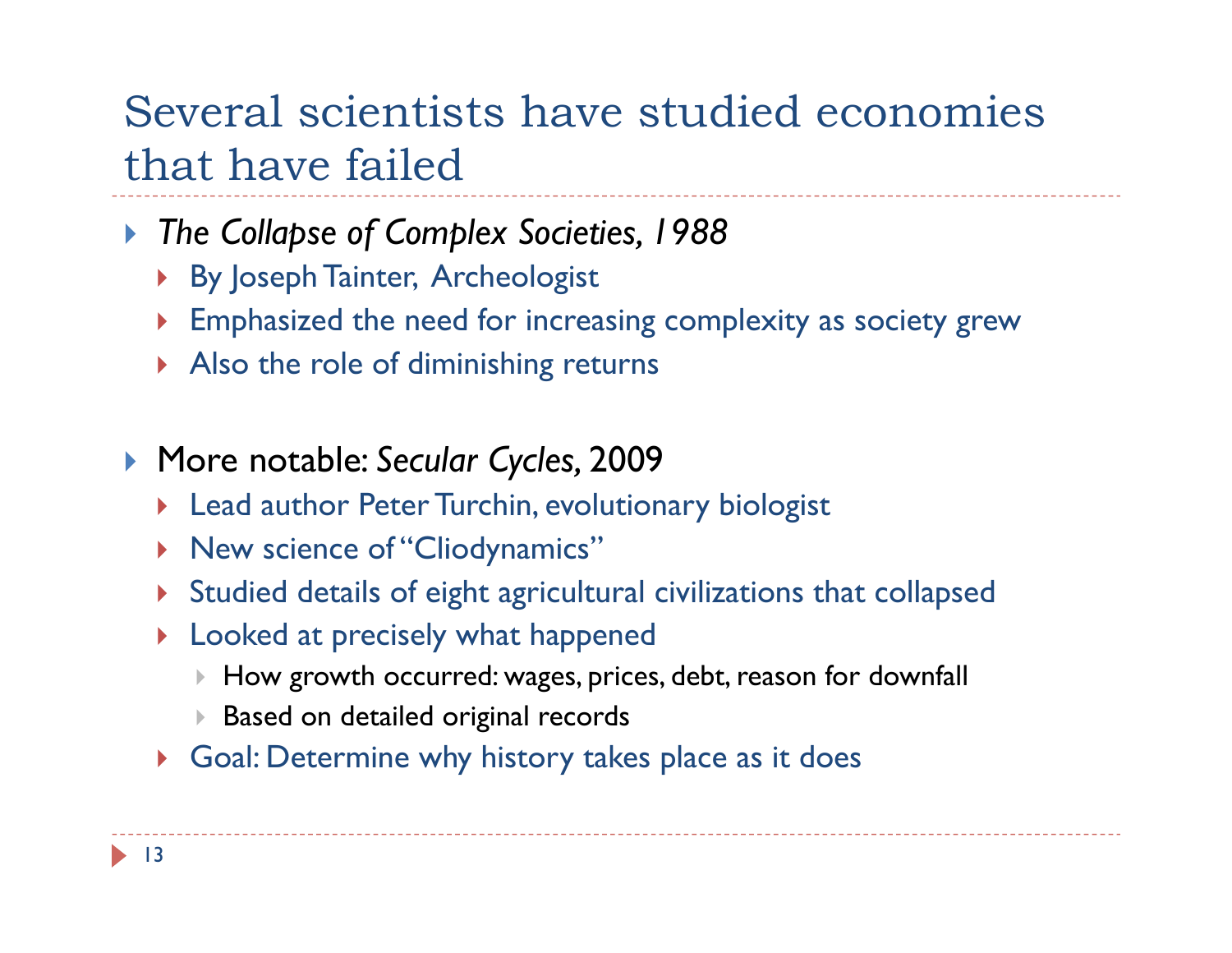# Several scientists have studied economies that have failed

- *The Collapse of Complex Societies, 1988*
  - By Joseph Tainter, Archeologist
  - Emphasized the need for increasing complexity as society grew
  - Also the role of diminishing returns

- More notable: *Secular Cycles,* 2009
  - Lead author Peter Turchin, evolutionary biologist
  - New science of "Cliodynamics"
  - Studied details of eight agricultural civilizations that collapsed
  - Looked at precisely what happened
    - How growth occurred: wages, prices, debt, reason for downfall
    - Based on detailed original records
  - Goal: Determine why history takes place as it does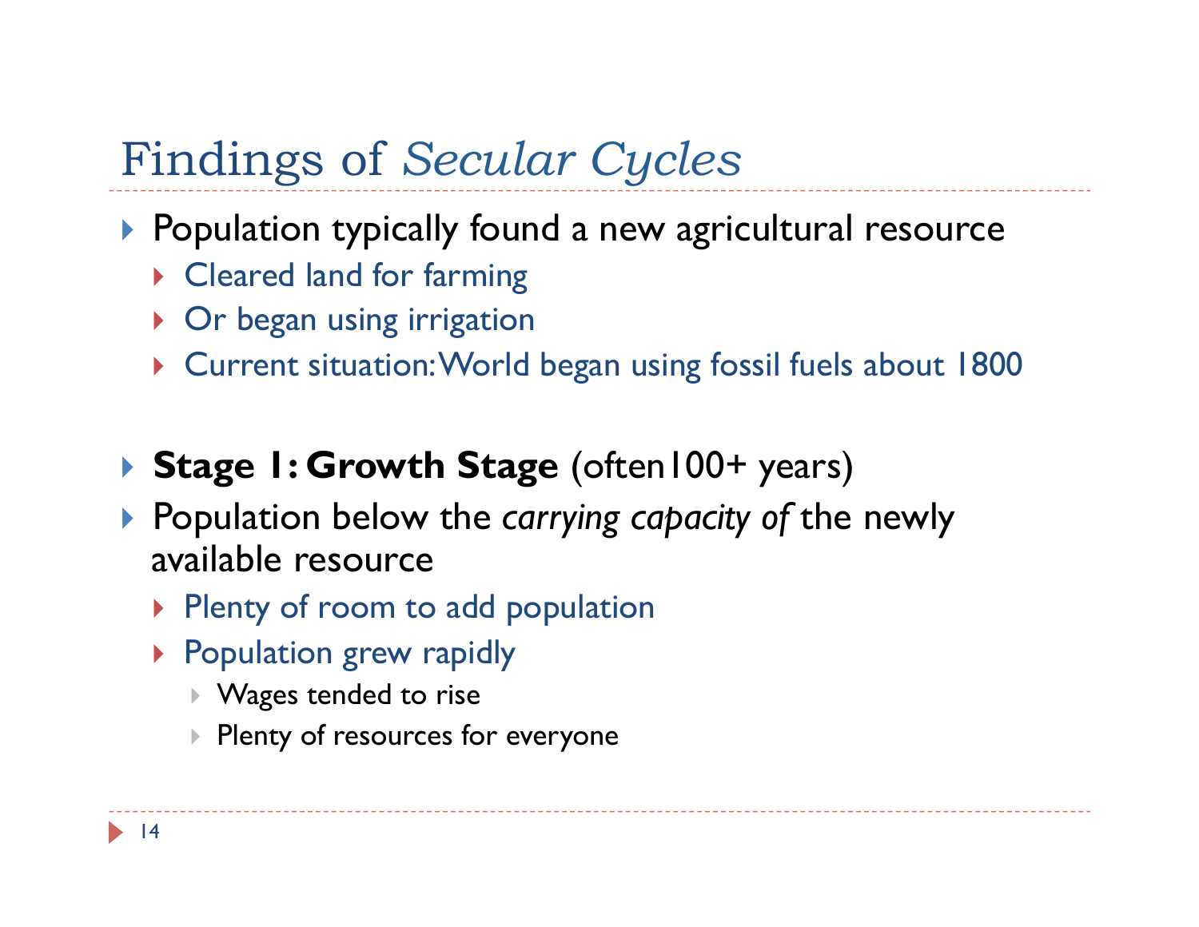# Findings of *Secular Cycles*

- Population typically found a new agricultural resource
  - Cleared land for farming
  - Or began using irrigation
  - Current situation: World began using fossil fuels about 1800

- **Stage 1: Growth Stage** (often100+ years)
- Population below the *carrying capacity of* the newly available resource
  - Plenty of room to add population
  - Population grew rapidly
    - Wages tended to rise
    - Plenty of resources for everyone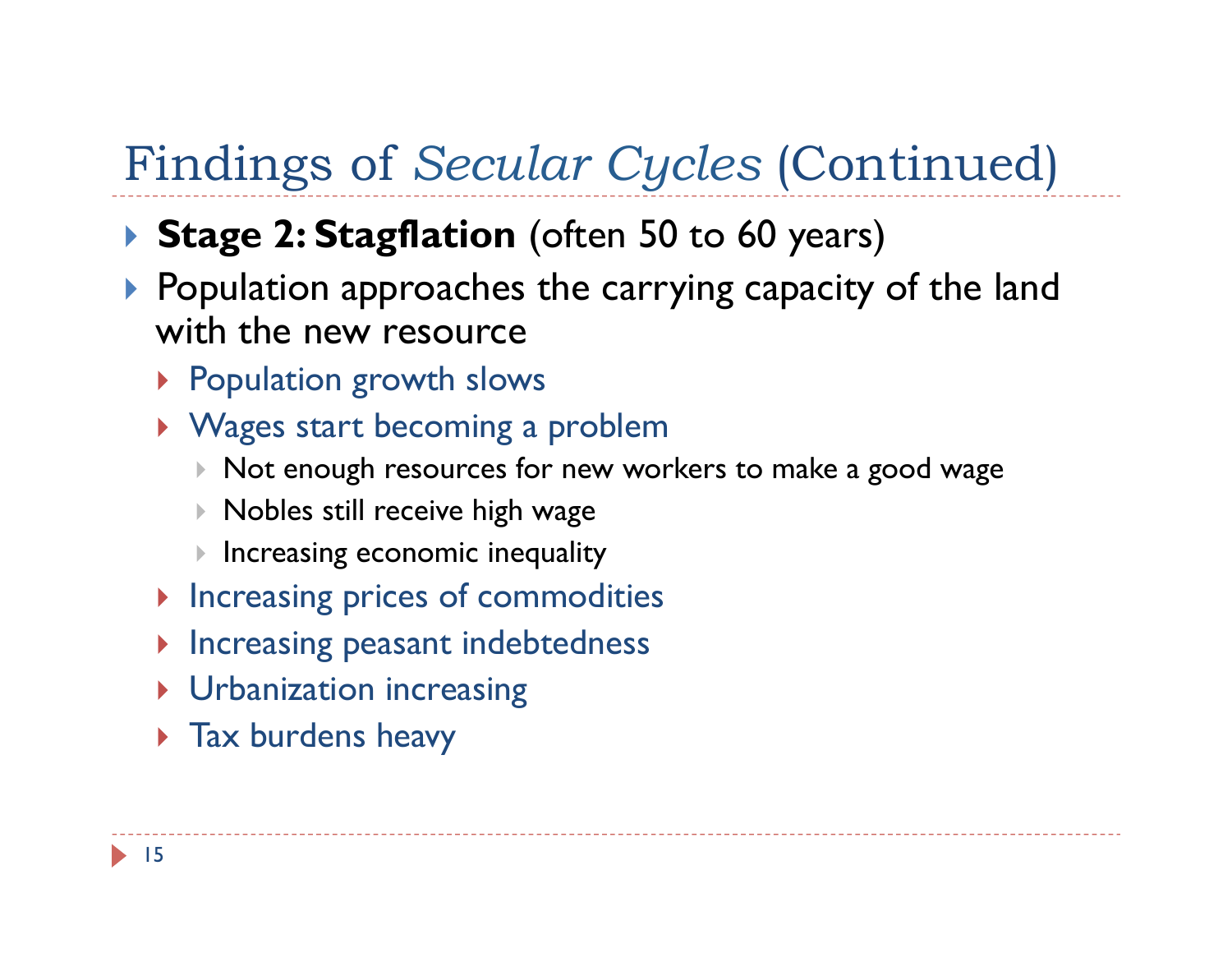# Findings of *Secular Cycles* (Continued)

- **Stage 2: Stagflation** (often 50 to 60 years)
- Population approaches the carrying capacity of the land with the new resource
  - Population growth slows
  - Wages start becoming a problem
    - Not enough resources for new workers to make a good wage
    - Nobles still receive high wage
    - Increasing economic inequality
  - Increasing prices of commodities
  - Increasing peasant indebtedness
  - Urbanization increasing
  - Tax burdens heavy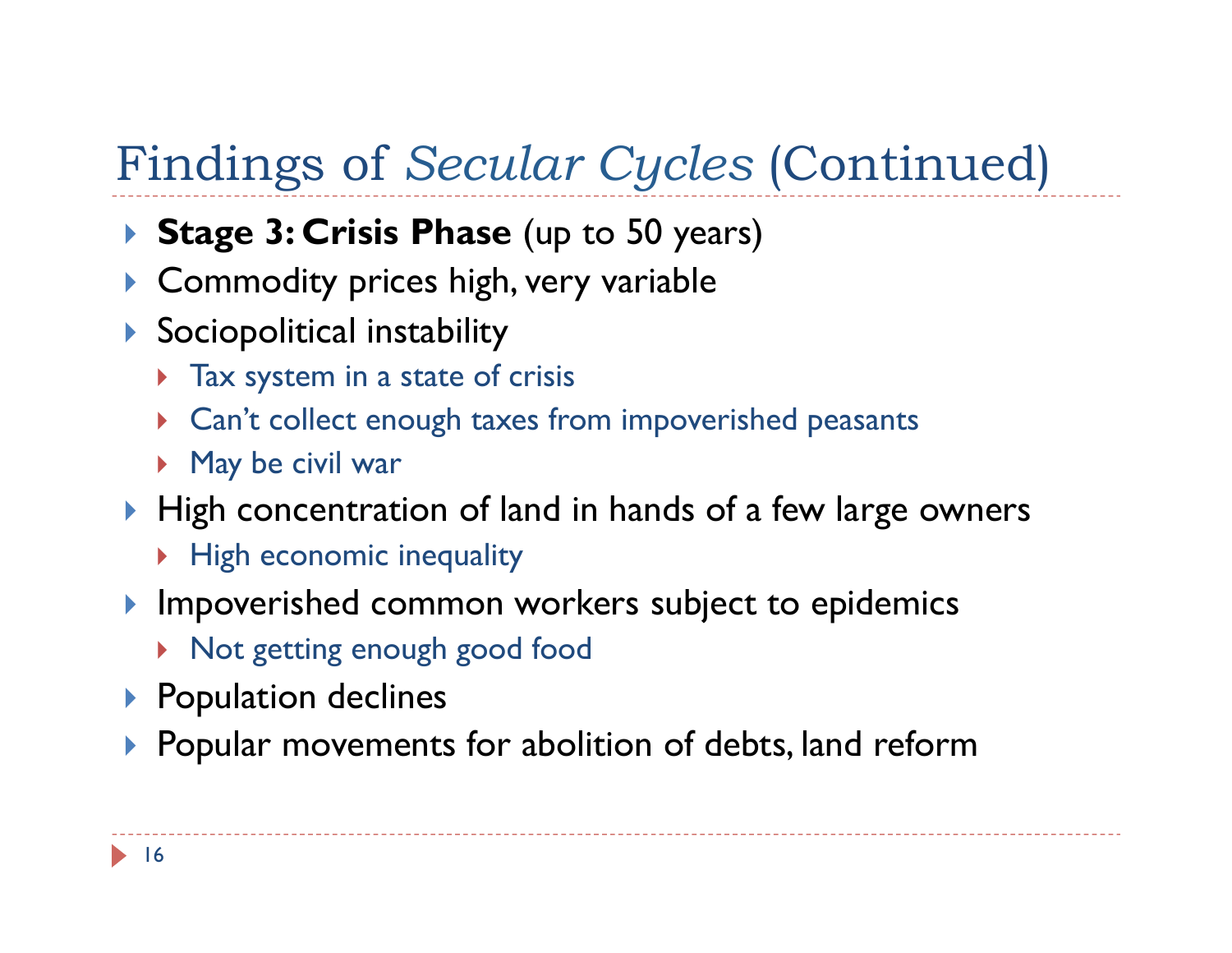# Findings of *Secular Cycles* (Continued)

- **Stage 3: Crisis Phase** (up to 50 years)
- Commodity prices high, very variable
- Sociopolitical instability
  - Tax system in a state of crisis
  - Can't collect enough taxes from impoverished peasants
  - May be civil war
- High concentration of land in hands of a few large owners
  - High economic inequality
- Impoverished common workers subject to epidemics
  - Not getting enough good food
- Population declines
- Popular movements for abolition of debts, land reform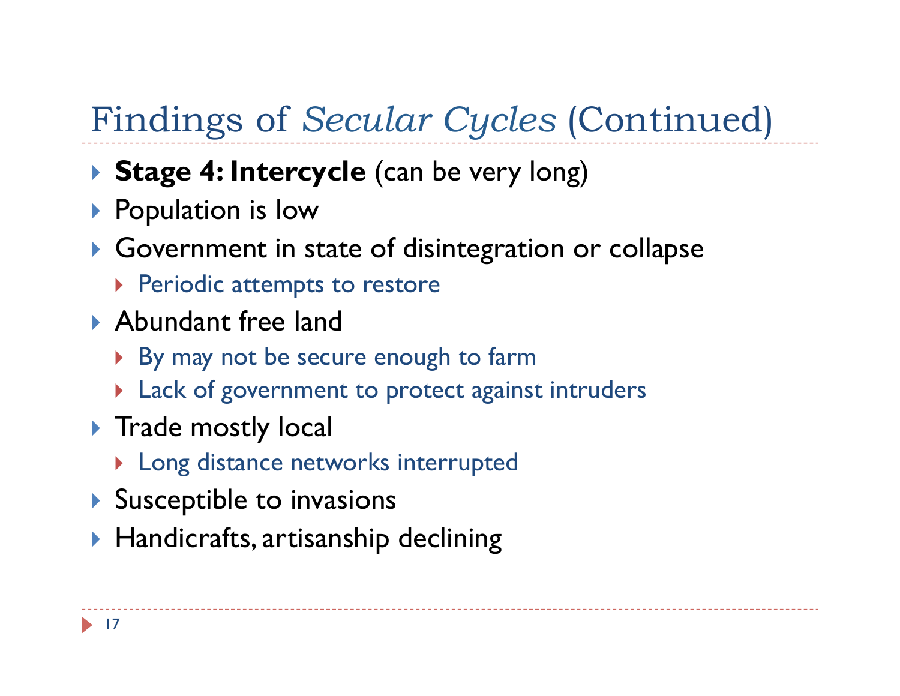# Findings of *Secular Cycles* (Continued)

- **Stage 4: Intercycle** (can be very long)
- Population is low
- Government in state of disintegration or collapse
  - Periodic attempts to restore
- Abundant free land
  - By may not be secure enough to farm
  - Lack of government to protect against intruders
- Trade mostly local
  - Long distance networks interrupted
- Susceptible to invasions
- Handicrafts, artisanship declining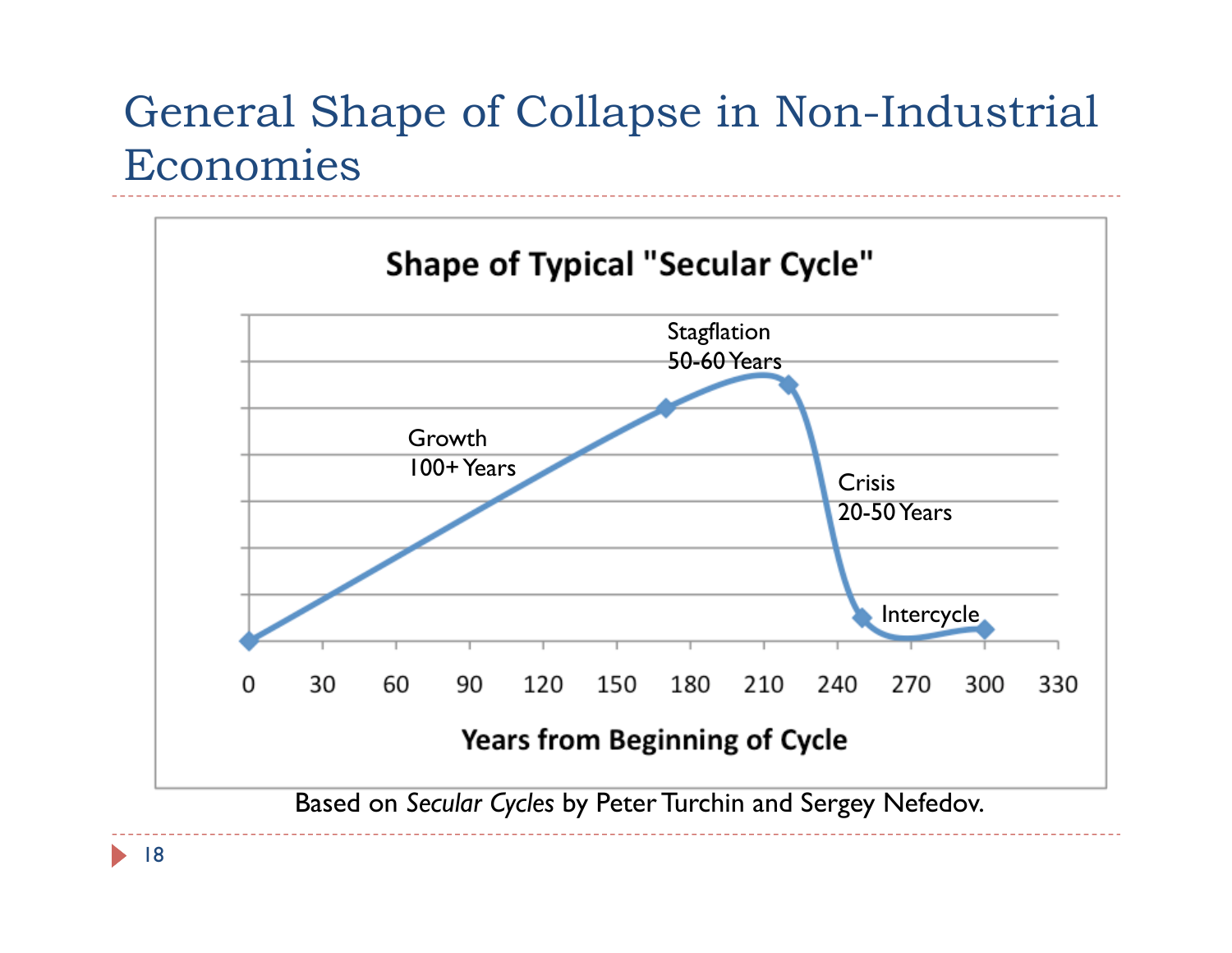# General Shape of Collapse in Non-Industrial Economies

**Shape of Typical "Secular Cycle"**

Growth
100+ Years

Stagflation
50-60 Years

Crisis
20-50 Years

Intercycle

0 30 60 90 120 150 180 210 240 270 300 330

**Years from Beginning of Cycle**

Based on *Secular Cycles* by Peter Turchin and Sergey Nefedov.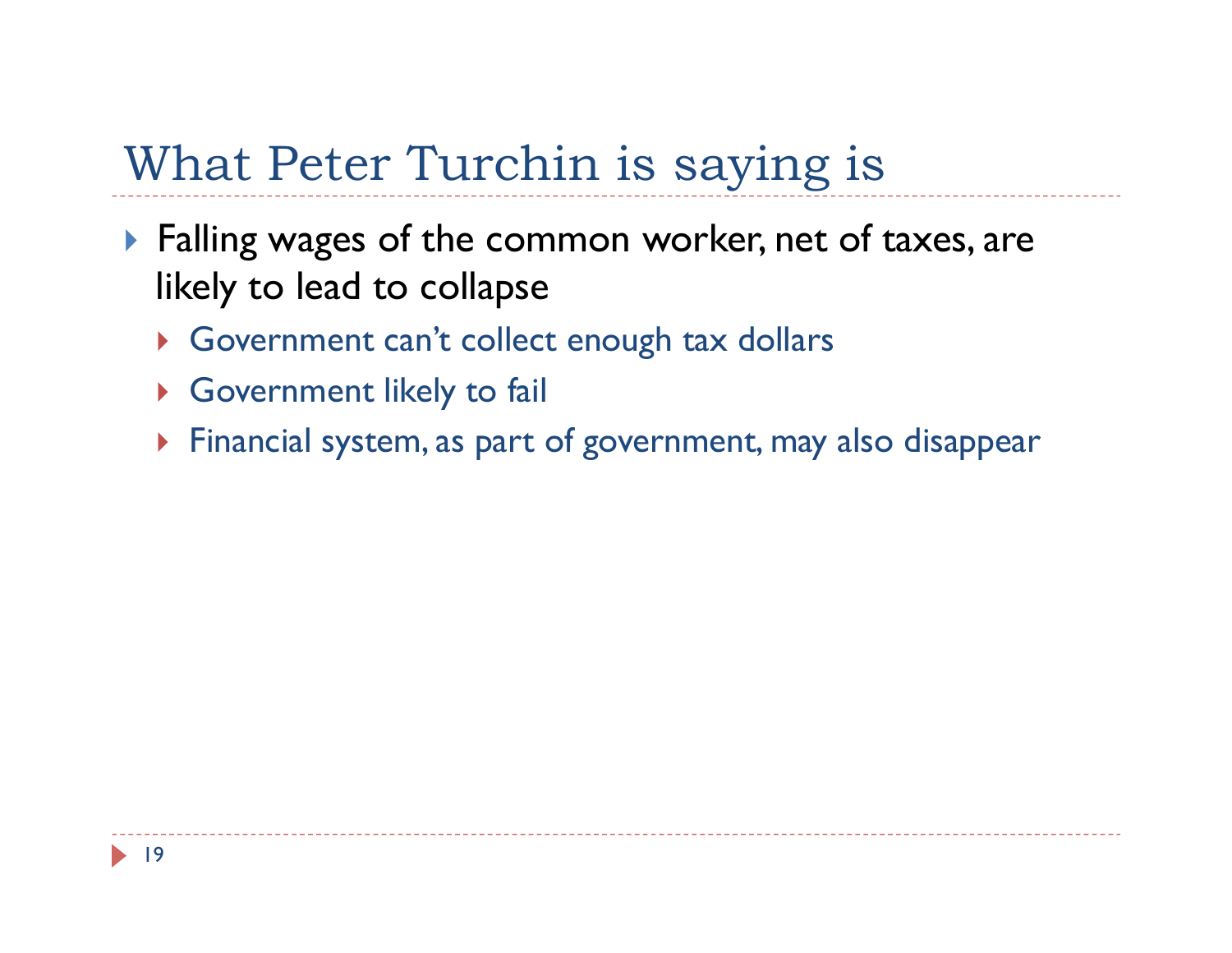# What Peter Turchin is saying is

- Falling wages of the common worker, net of taxes, are likely to lead to collapse
  - Government can't collect enough tax dollars
  - Government likely to fail
  - Financial system, as part of government, may also disappear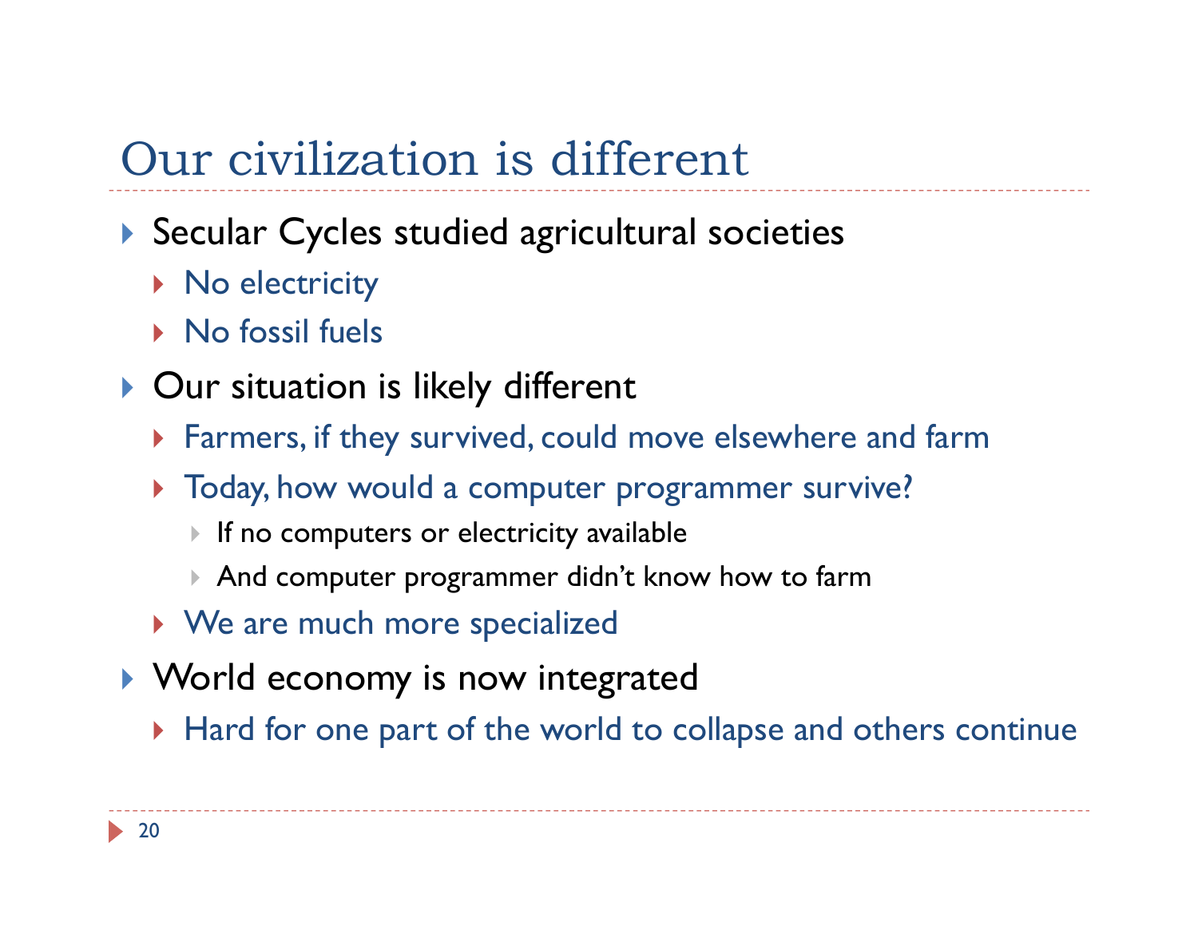# Our civilization is different

- Secular Cycles studied agricultural societies
  - No electricity
  - No fossil fuels
- Our situation is likely different
  - Farmers, if they survived, could move elsewhere and farm
  - Today, how would a computer programmer survive?
    - If no computers or electricity available
    - And computer programmer didn't know how to farm
  - We are much more specialized
- World economy is now integrated
  - Hard for one part of the world to collapse and others continue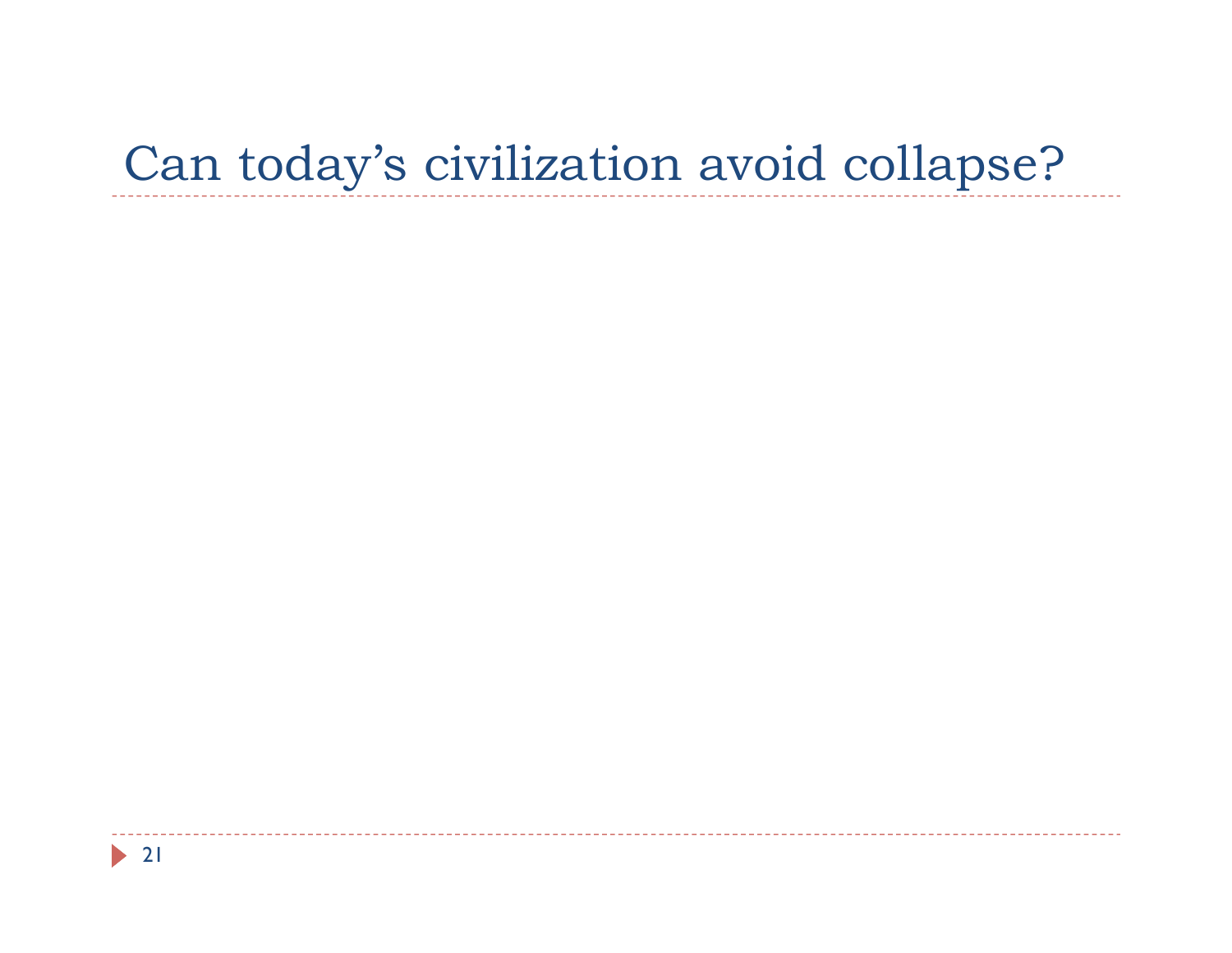# Can today's civilization avoid collapse?